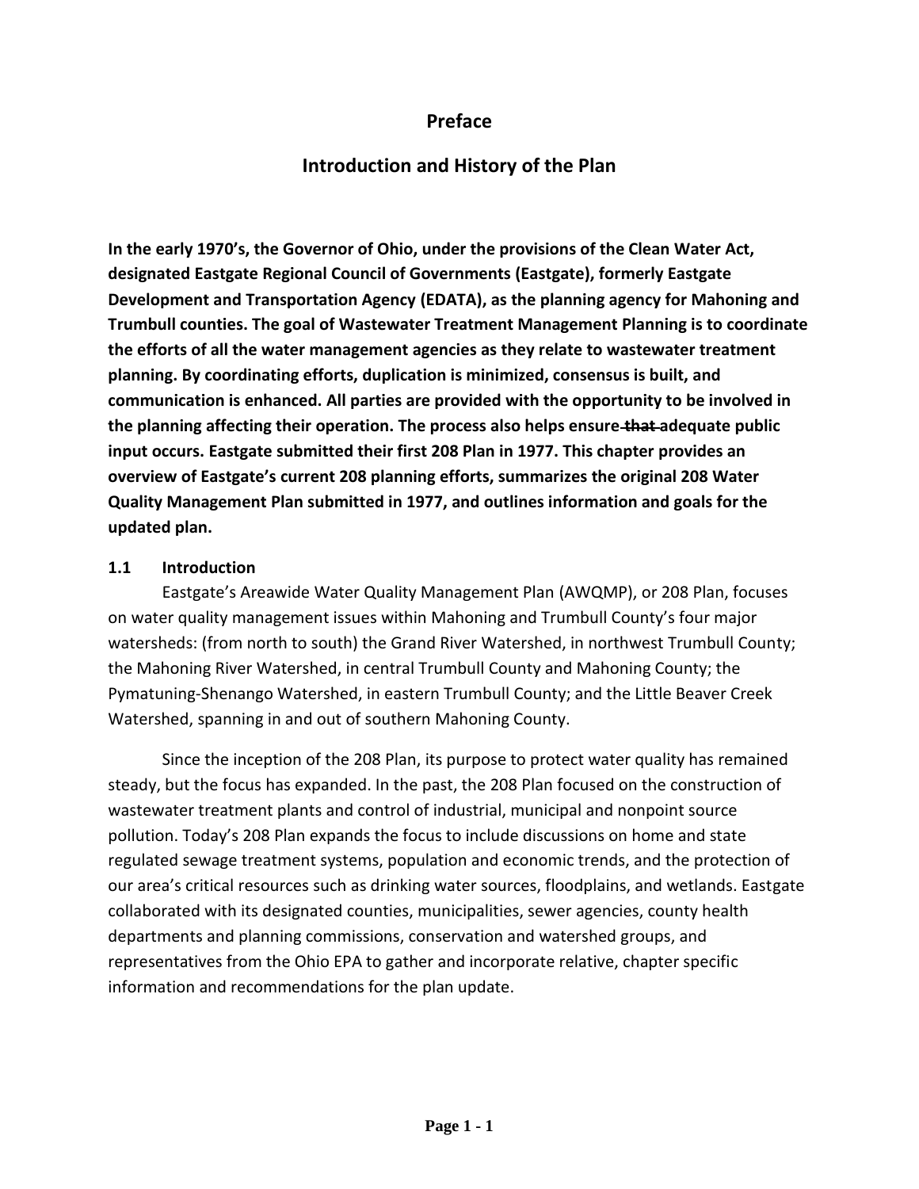# Preface

## Introduction and History of the Plan

**In the early 1970's, the Governor of Ohio, under the provisions of the Clean Water Act, designated Eastgate Regional Council of Governments (Eastgate), formerly Eastgate Development and Transportation Agency (EDATA), as the planning agency for Mahoning and Trumbull counties. The goal of Wastewater Treatment Management Planning is to coordinate the efforts of all the water management agencies as they relate to wastewater treatment planning. By coordinating efforts, duplication is minimized, consensus is built, and communication is enhanced. All parties are provided with the opportunity to be involved in the planning affecting their operation. The process also helps ensure ~~that~~ adequate public input occurs. Eastgate submitted their first 208 Plan in 1977. This chapter provides an overview of Eastgate's current 208 planning efforts, summarizes the original 208 Water Quality Management Plan submitted in 1977, and outlines information and goals for the updated plan.**

### 1.1 Introduction

Eastgate's Areawide Water Quality Management Plan (AWQMP), or 208 Plan, focuses on water quality management issues within Mahoning and Trumbull County's four major watersheds: (from north to south) the Grand River Watershed, in northwest Trumbull County; the Mahoning River Watershed, in central Trumbull County and Mahoning County; the Pymatuning-Shenango Watershed, in eastern Trumbull County; and the Little Beaver Creek Watershed, spanning in and out of southern Mahoning County.

Since the inception of the 208 Plan, its purpose to protect water quality has remained steady, but the focus has expanded. In the past, the 208 Plan focused on the construction of wastewater treatment plants and control of industrial, municipal and nonpoint source pollution. Today's 208 Plan expands the focus to include discussions on home and state regulated sewage treatment systems, population and economic trends, and the protection of our area's critical resources such as drinking water sources, floodplains, and wetlands. Eastgate collaborated with its designated counties, municipalities, sewer agencies, county health departments and planning commissions, conservation and watershed groups, and representatives from the Ohio EPA to gather and incorporate relative, chapter specific information and recommendations for the plan update.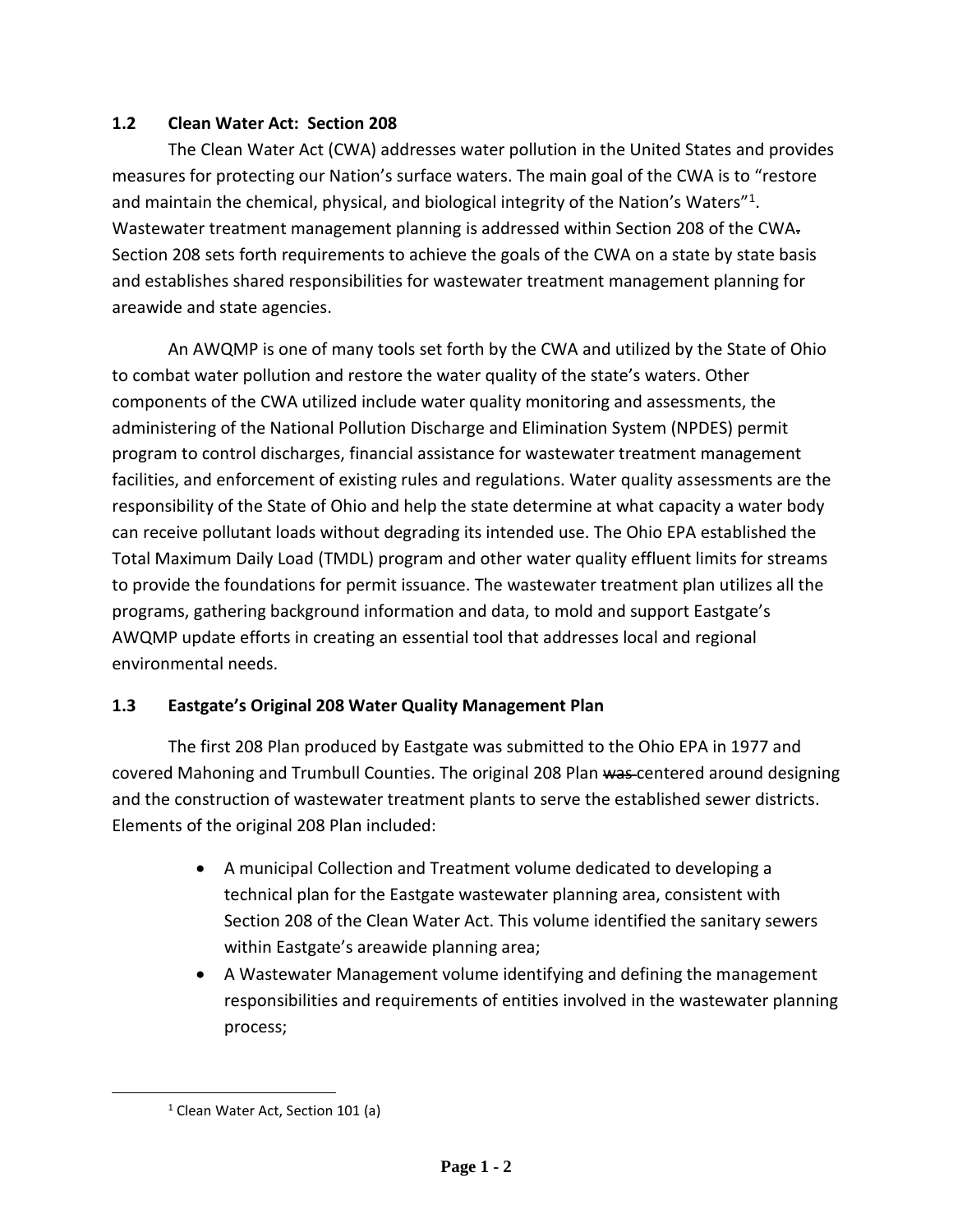## 1.2 Clean Water Act: Section 208

The Clean Water Act (CWA) addresses water pollution in the United States and provides measures for protecting our Nation's surface waters. The main goal of the CWA is to "restore and maintain the chemical, physical, and biological integrity of the Nation's Waters"[1]. Wastewater treatment management planning is addressed within Section 208 of the CWA. Section 208 sets forth requirements to achieve the goals of the CWA on a state by state basis and establishes shared responsibilities for wastewater treatment management planning for areawide and state agencies.

An AWQMP is one of many tools set forth by the CWA and utilized by the State of Ohio to combat water pollution and restore the water quality of the state's waters. Other components of the CWA utilized include water quality monitoring and assessments, the administering of the National Pollution Discharge and Elimination System (NPDES) permit program to control discharges, financial assistance for wastewater treatment management facilities, and enforcement of existing rules and regulations. Water quality assessments are the responsibility of the State of Ohio and help the state determine at what capacity a water body can receive pollutant loads without degrading its intended use. The Ohio EPA established the Total Maximum Daily Load (TMDL) program and other water quality effluent limits for streams to provide the foundations for permit issuance. The wastewater treatment plan utilizes all the programs, gathering background information and data, to mold and support Eastgate's AWQMP update efforts in creating an essential tool that addresses local and regional environmental needs.

## 1.3 Eastgate's Original 208 Water Quality Management Plan

The first 208 Plan produced by Eastgate was submitted to the Ohio EPA in 1977 and covered Mahoning and Trumbull Counties. The original 208 Plan ~~was~~ centered around designing and the construction of wastewater treatment plants to serve the established sewer districts. Elements of the original 208 Plan included:

- A municipal Collection and Treatment volume dedicated to developing a technical plan for the Eastgate wastewater planning area, consistent with Section 208 of the Clean Water Act. This volume identified the sanitary sewers within Eastgate's areawide planning area;
- A Wastewater Management volume identifying and defining the management responsibilities and requirements of entities involved in the wastewater planning process;

[1] Clean Water Act, Section 101 (a)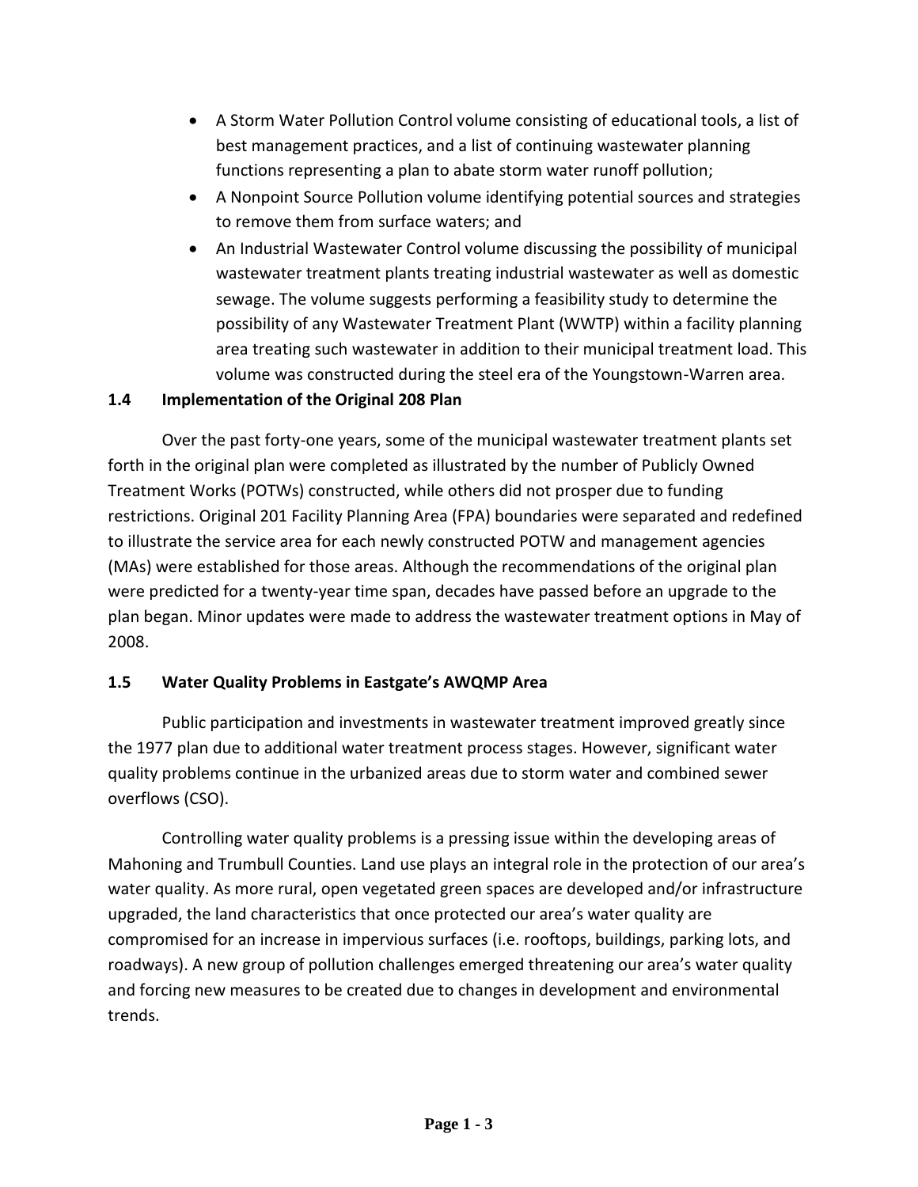- A Storm Water Pollution Control volume consisting of educational tools, a list of best management practices, and a list of continuing wastewater planning functions representing a plan to abate storm water runoff pollution;
- A Nonpoint Source Pollution volume identifying potential sources and strategies to remove them from surface waters; and
- An Industrial Wastewater Control volume discussing the possibility of municipal wastewater treatment plants treating industrial wastewater as well as domestic sewage. The volume suggests performing a feasibility study to determine the possibility of any Wastewater Treatment Plant (WWTP) within a facility planning area treating such wastewater in addition to their municipal treatment load. This volume was constructed during the steel era of the Youngstown-Warren area.

## 1.4 Implementation of the Original 208 Plan

Over the past forty-one years, some of the municipal wastewater treatment plants set forth in the original plan were completed as illustrated by the number of Publicly Owned Treatment Works (POTWs) constructed, while others did not prosper due to funding restrictions. Original 201 Facility Planning Area (FPA) boundaries were separated and redefined to illustrate the service area for each newly constructed POTW and management agencies (MAs) were established for those areas. Although the recommendations of the original plan were predicted for a twenty-year time span, decades have passed before an upgrade to the plan began. Minor updates were made to address the wastewater treatment options in May of 2008.

## 1.5 Water Quality Problems in Eastgate's AWQMP Area

Public participation and investments in wastewater treatment improved greatly since the 1977 plan due to additional water treatment process stages. However, significant water quality problems continue in the urbanized areas due to storm water and combined sewer overflows (CSO).

Controlling water quality problems is a pressing issue within the developing areas of Mahoning and Trumbull Counties. Land use plays an integral role in the protection of our area's water quality. As more rural, open vegetated green spaces are developed and/or infrastructure upgraded, the land characteristics that once protected our area's water quality are compromised for an increase in impervious surfaces (i.e. rooftops, buildings, parking lots, and roadways). A new group of pollution challenges emerged threatening our area's water quality and forcing new measures to be created due to changes in development and environmental trends.